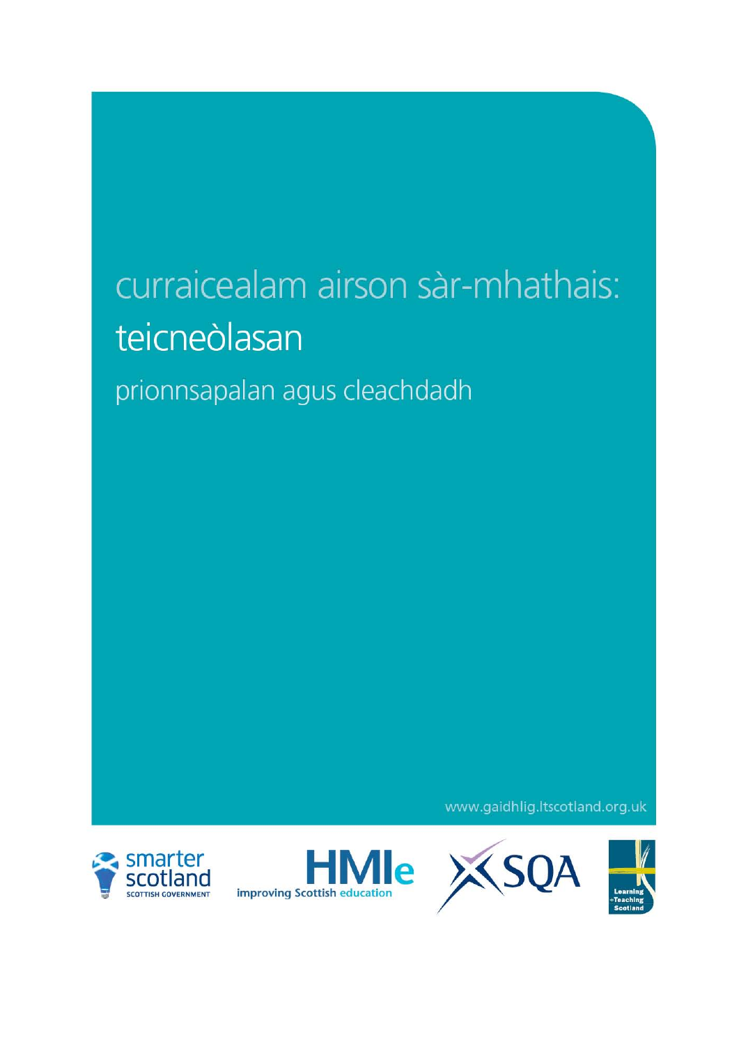# curraicealam airson sàr-mhathais: teicneòlasan

## prionnsapalan agus cleachdadh

www.gaidhlig.ltscotland.org.uk

smarter scotland SCOTTISH GOVERNMENT

HMIe improving Scottish education

SQA

Learning +Teaching Scotland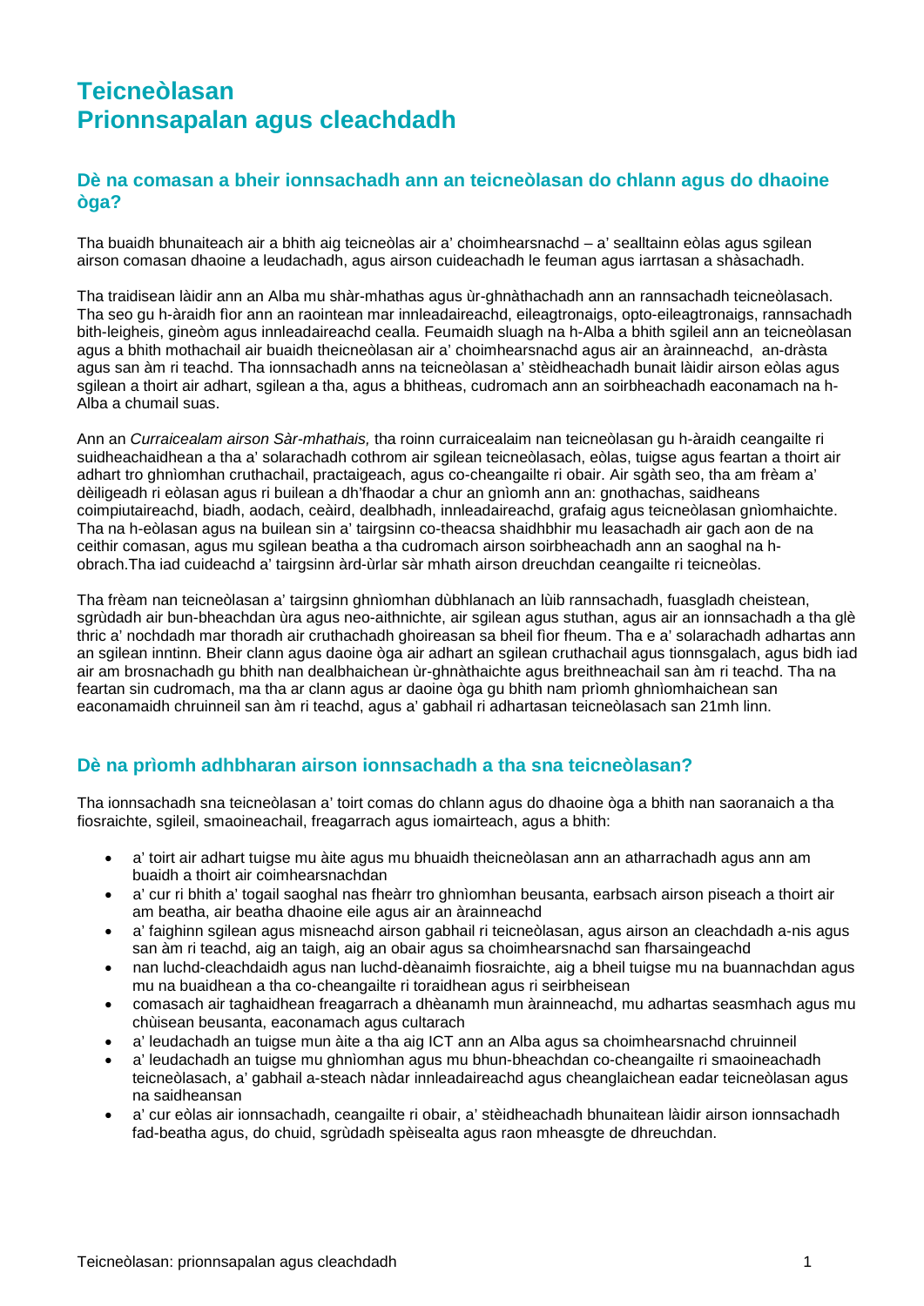# Teicneòlasan
# Prionnsapalan agus cleachdadh

## Dè na comasan a bheir ionnsachadh ann an teicneòlasan do chlann agus do dhaoine òga?

Tha buaidh bhunaiteach air a bhith aig teicneòlas air a' choimhearsnachd – a' sealltainn eòlas agus sgilean airson comasan dhaoine a leudachadh, agus airson cuideachadh le feuman agus iarrtasan a shàsachadh.

Tha traidisean làidir ann an Alba mu shàr-mhathas agus ùr-ghnàthachadh ann an rannsachadh teicneòlasach. Tha seo gu h-àraidh fìor ann an raointean mar innleadaireachd, eileagtronaigs, opto-eileagtronaigs, rannsachadh bith-leigheis, gineòm agus innleadaireachd cealla. Feumaidh sluagh na h-Alba a bhith sgileil ann an teicneòlasan agus a bhith mothachail air buaidh theicneòlasan air a' choimhearsnachd agus air an àrainneachd, an-dràsta agus san àm ri teachd. Tha ionnsachadh anns na teicneòlasan a' stèidheachadh bunait làidir airson eòlas agus sgilean a thoirt air adhart, sgilean a tha, agus a bhitheas, cudromach ann an soirbheachadh eaconamach na h-Alba a chumail suas.

Ann an *Curraicealam airson Sàr-mhathais,* tha roinn curraicealaim nan teicneòlasan gu h-àraidh ceangailte ri suidheachaidhean a tha a' solarachadh cothrom air sgilean teicneòlasach, eòlas, tuigse agus feartan a thoirt air adhart tro ghnìomhan cruthachail, practaigeach, agus co-cheangailte ri obair. Air sgàth seo, tha am frèam a' dèiligeadh ri eòlasan agus ri builean a dh'fhaodar a chur an gnìomh ann an: gnothachas, saidheans coimpiutaireachd, biadh, aodach, ceàird, dealbhadh, innleadaireachd, grafaig agus teicneòlasan gnìomhaichte. Tha na h-eòlasan agus na builean sin a' tairgsinn co-theacsa shaidhbhir mu leasachadh air gach aon de na ceithir comasan, agus mu sgilean beatha a tha cudromach airson soirbheachadh ann an saoghal na h-obrach.Tha iad cuideachd a' tairgsinn àrd-ùrlar sàr mhath airson dreuchdan ceangailte ri teicneòlas.

Tha frèam nan teicneòlasan a' tairgsinn ghnìomhan dùbhlanach an lùib rannsachadh, fuasgladh cheistean, sgrùdadh air bun-bheachdan ùra agus neo-aithnichte, air sgilean agus stuthan, agus air an ionnsachadh a tha glè thric a' nochdadh mar thoradh air cruthachadh ghoireasan sa bheil fìor fheum. Tha e a' solarachadh adhartas ann an sgilean inntinn. Bheir clann agus daoine òga air adhart an sgilean cruthachail agus tionnsgalach, agus bidh iad air am brosnachadh gu bhith nan dealbhaichean ùr-ghnàthaichte agus breithneachail san àm ri teachd. Tha na feartan sin cudromach, ma tha ar clann agus ar daoine òga gu bhith nam prìomh ghnìomhaichean san eaconamaidh chruinneil san àm ri teachd, agus a' gabhail ri adhartasan teicneòlasach san 21mh linn.

## Dè na prìomh adhbharan airson ionnsachadh a tha sna teicneòlasan?

Tha ionnsachadh sna teicneòlasan a' toirt comas do chlann agus do dhaoine òga a bhith nan saoranaich a tha fiosraichte, sgileil, smaoineachail, freagarrach agus iomairteach, agus a bhith:

- a' toirt air adhart tuigse mu àite agus mu bhuaidh theicneòlasan ann an atharrachadh agus ann am buaidh a thoirt air coimhearsnachdan
- a' cur ri bhith a' togail saoghal nas fheàrr tro ghnìomhan beusanta, earbsach airson piseach a thoirt air am beatha, air beatha dhaoine eile agus air an àrainneachd
- a' faighinn sgilean agus misneachd airson gabhail ri teicneòlasan, agus airson an cleachdadh a-nis agus san àm ri teachd, aig an taigh, aig an obair agus sa choimhearsnachd san fharsaingeachd
- nan luchd-cleachdaidh agus nan luchd-dèanaimh fiosraichte, aig a bheil tuigse mu na buannachdan agus mu na buaidhean a tha co-cheangailte ri toraidhean agus ri seirbheisean
- comasach air taghaidhean freagarrach a dhèanamh mun àrainneachd, mu adhartas seasmhach agus mu chùisean beusanta, eaconamach agus cultarach
- a' leudachadh an tuigse mun àite a tha aig ICT ann an Alba agus sa choimhearsnachd chruinneil
- a' leudachadh an tuigse mu ghnìomhan agus mu bhun-bheachdan co-cheangailte ri smaoineachadh teicneòlasach, a' gabhail a-steach nàdar innleadaireachd agus cheanglaichean eadar teicneòlasan agus na saidheansan
- a' cur eòlas air ionnsachadh, ceangailte ri obair, a' stèidheachadh bhunaitean làidir airson ionnsachadh fad-beatha agus, do chuid, sgrùdadh spèisealta agus raon mheasgte de dhreuchdan.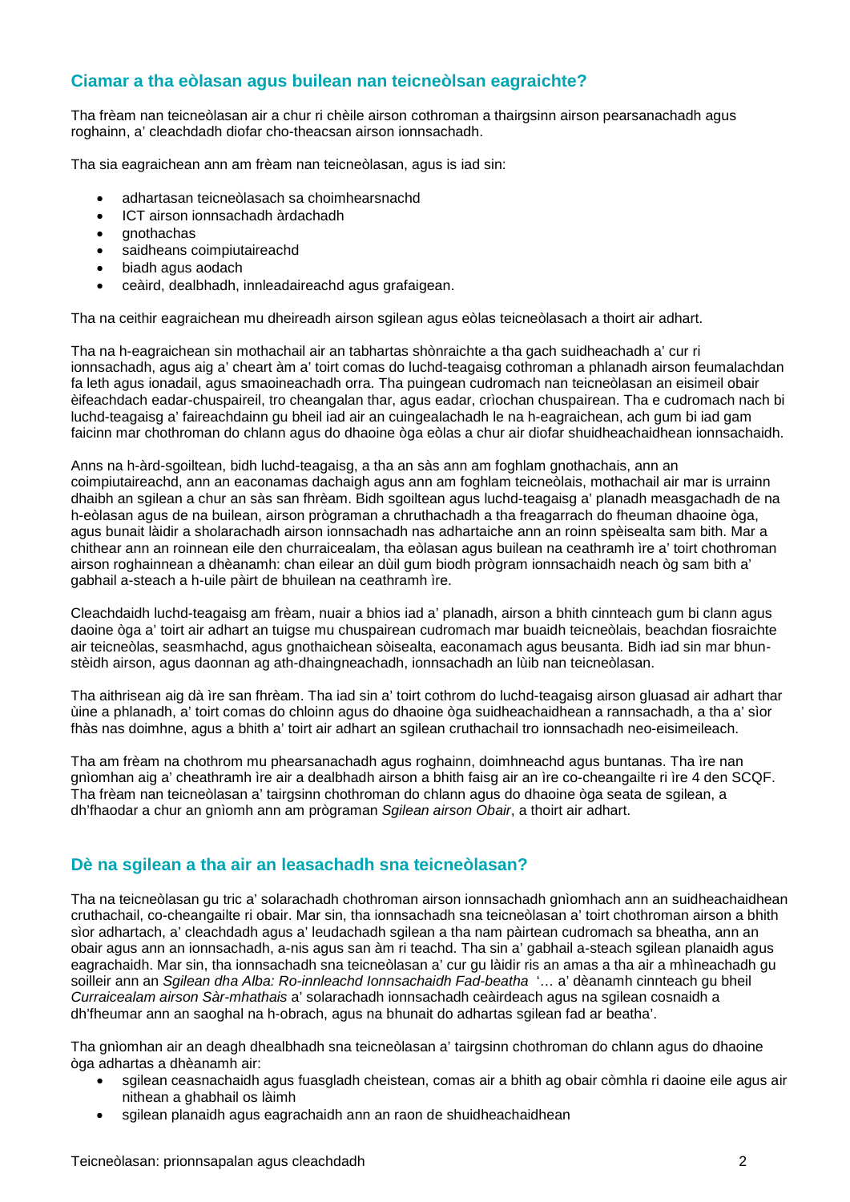## Ciamar a tha eòlasan agus builean nan teicneòlsan eagraichte?

Tha frèam nan teicneòlasan air a chur ri chèile airson cothroman a thairgsinn airson pearsanachadh agus roghainn, a' cleachdadh diofar cho-theacsan airson ionnsachadh.

Tha sia eagraichean ann am frèam nan teicneòlasan, agus is iad sin:

- adhartasan teicneòlasach sa choimhearsnachd
- ICT airson ionnsachadh àrdachadh
- gnothachas
- saidheans coimpiutaireachd
- biadh agus aodach
- ceàird, dealbhadh, innleadaireachd agus grafaigean.

Tha na ceithir eagraichean mu dheireadh airson sgilean agus eòlas teicneòlasach a thoirt air adhart.

Tha na h-eagraichean sin mothachail air an tabhartas shònraichte a tha gach suidheachadh a' cur ri ionnsachadh, agus aig a' cheart àm a' toirt comas do luchd-teagaisg cothroman a phlanadh airson feumalachdan fa leth agus ionadail, agus smaoineachadh orra. Tha puingean cudromach nan teicneòlasan an eisimeil obair èifeachdach eadar-chuspaireil, tro cheangalan thar, agus eadar, crìochan chuspairean. Tha e cudromach nach bi luchd-teagaisg a' faireachdainn gu bheil iad air an cuingealachadh le na h-eagraichean, ach gum bi iad gam faicinn mar chothroman do chlann agus do dhaoine òga eòlas a chur air diofar shuidheachaidhean ionnsachaidh.

Anns na h-àrd-sgoiltean, bidh luchd-teagaisg, a tha an sàs ann am foghlam gnothachais, ann an coimpiutaireachd, ann an eaconamas dachaigh agus ann am foghlam teicneòlais, mothachail air mar is urrainn dhaibh an sgilean a chur an sàs san fhrèam. Bidh sgoiltean agus luchd-teagaisg a' planadh measgachadh de na h-eòlasan agus de na builean, airson prògraman a chruthachadh a tha freagarrach do fheuman dhaoine òga, agus bunait làidir a sholarachadh airson ionnsachadh nas adhartaiche ann an roinn spèisealta sam bith. Mar a chithear ann an roinnean eile den churraicealam, tha eòlasan agus builean na ceathramh ìre a' toirt chothroman airson roghainnean a dhèanamh: chan eilear an dùil gum biodh prògram ionnsachaidh neach òg sam bith a' gabhail a-steach a h-uile pàirt de bhuilean na ceathramh ìre.

Cleachdaidh luchd-teagaisg am frèam, nuair a bhios iad a' planadh, airson a bhith cinnteach gum bi clann agus daoine òga a' toirt air adhart an tuigse mu chuspairean cudromach mar buaidh teicneòlais, beachdan fiosraichte air teicneòlas, seasmhachd, agus gnothaichean sòisealta, eaconamach agus beusanta. Bidh iad sin mar bhun-stèidh airson, agus daonnan ag ath-dhaingneachadh, ionnsachadh an lùib nan teicneòlasan.

Tha aithrisean aig dà ìre san fhrèam. Tha iad sin a' toirt cothrom do luchd-teagaisg airson gluasad air adhart thar ùine a phlanadh, a' toirt comas do chloinn agus do dhaoine òga suidheachaidhean a rannsachadh, a tha a' sìor fhàs nas doimhne, agus a bhith a' toirt air adhart an sgilean cruthachail tro ionnsachadh neo-eisimeileach.

Tha am frèam na chothrom mu phearsanachadh agus roghainn, doimhneachd agus buntanas. Tha ìre nan gnìomhan aig a' cheathramh ìre air a dealbhadh airson a bhith faisg air an ìre co-cheangailte ri ìre 4 den SCQF. Tha frèam nan teicneòlasan a' tairgsinn chothroman do chlann agus do dhaoine òga seata de sgilean, a dh'fhaodar a chur an gnìomh ann am prògraman *Sgilean airson Obair*, a thoirt air adhart.

## Dè na sgilean a tha air an leasachadh sna teicneòlasan?

Tha na teicneòlasan gu tric a' solarachadh chothroman airson ionnsachadh gnìomhach ann an suidheachaidhean cruthachail, co-cheangailte ri obair. Mar sin, tha ionnsachadh sna teicneòlasan a' toirt chothroman airson a bhith sìor adhartach, a' cleachdadh agus a' leudachadh sgilean a tha nam pàirtean cudromach sa bheatha, ann an obair agus ann an ionnsachadh, a-nis agus san àm ri teachd. Tha sin a' gabhail a-steach sgilean planaidh agus eagrachaidh. Mar sin, tha ionnsachadh sna teicneòlasan a' cur gu làidir ris an amas a tha air a mhìneachadh gu soilleir ann an *Sgilean dha Alba: Ro-innleachd Ionnsachaidh Fad-beatha* '… a' dèanamh cinnteach gu bheil *Curraicealam airson Sàr-mhathais* a' solarachadh ionnsachadh ceàirdeach agus na sgilean cosnaidh a dh'fheumar ann an saoghal na h-obrach, agus na bhunait do adhartas sgilean fad ar beatha'.

Tha gnìomhan air an deagh dhealbhadh sna teicneòlasan a' tairgsinn chothroman do chlann agus do dhaoine òga adhartas a dhèanamh air:

- sgilean ceasnachaidh agus fuasgladh cheistean, comas air a bhith ag obair còmhla ri daoine eile agus air nithean a ghabhail os làimh
- sgilean planaidh agus eagrachaidh ann an raon de shuidheachaidhean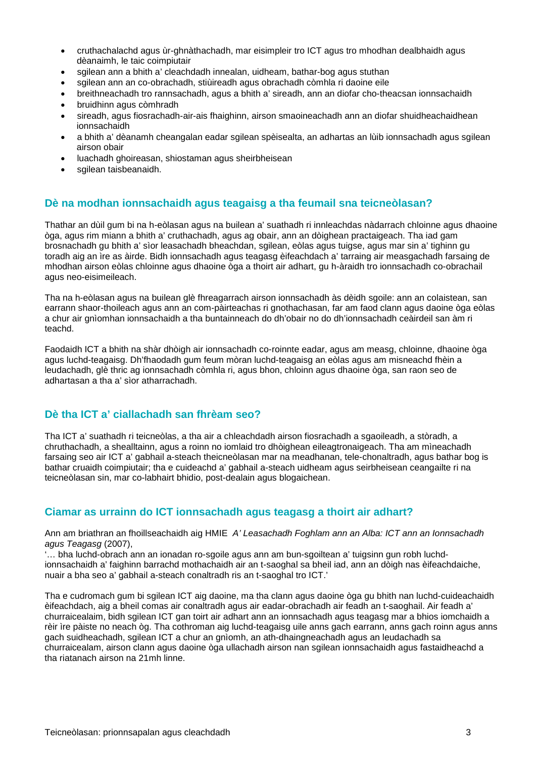- cruthachalachd agus ùr-ghnàthachadh, mar eisimpleir tro ICT agus tro mhodhan dealbhaidh agus dèanaimh, le taic coimpiutair
- sgilean ann a bhith a' cleachdadh innealan, uidheam, bathar-bog agus stuthan
- sgilean ann an co-obrachadh, stiùireadh agus obrachadh còmhla ri daoine eile
- breithneachadh tro rannsachadh, agus a bhith a' sireadh, ann an diofar cho-theacsan ionnsachaidh
- bruidhinn agus còmhradh
- sireadh, agus fiosrachadh-air-ais fhaighinn, airson smaoineachadh ann an diofar shuidheachaidhean ionnsachaidh
- a bhith a' dèanamh cheangalan eadar sgilean spèisealta, an adhartas an lùib ionnsachadh agus sgilean airson obair
- luachadh ghoireasan, shiostaman agus sheirbheisean
- sgilean taisbeanaidh.

## Dè na modhan ionnsachaidh agus teagaisg a tha feumail sna teicneòlasan?

Thathar an dùil gum bi na h-eòlasan agus na builean a' suathadh ri innleachdas nàdarrach chloinne agus dhaoine òga, agus rim miann a bhith a' cruthachadh, agus ag obair, ann an dòighean practaigeach. Tha iad gam brosnachadh gu bhith a' sìor leasachadh bheachdan, sgilean, eòlas agus tuigse, agus mar sin a' tighinn gu toradh aig an ìre as àirde. Bidh ionnsachadh agus teagasg èifeachdach a' tarraing air measgachadh farsaing de mhodhan airson eòlas chloinne agus dhaoine òga a thoirt air adhart, gu h-àraidh tro ionnsachadh co-obrachail agus neo-eisimeileach.

Tha na h-eòlasan agus na builean glè fhreagarrach airson ionnsachadh às dèidh sgoile: ann an colaistean, san earrann shaor-thoileach agus ann an com-pàirteachas ri gnothachasan, far am faod clann agus daoine òga eòlas a chur air gnìomhan ionnsachaidh a tha buntainneach do dh'obair no do dh'ionnsachadh ceàirdeil san àm ri teachd.

Faodaidh ICT a bhith na shàr dhòigh air ionnsachadh co-roinnte eadar, agus am measg, chloinne, dhaoine òga agus luchd-teagaisg. Dh'fhaodadh gum feum mòran luchd-teagaisg an eòlas agus am misneachd fhèin a leudachadh, glè thric ag ionnsachadh còmhla ri, agus bhon, chloinn agus dhaoine òga, san raon seo de adhartasan a tha a' sìor atharrachadh.

## Dè tha ICT a' ciallachadh san fhrèam seo?

Tha ICT a' suathadh ri teicneòlas, a tha air a chleachdadh airson fiosrachadh a sgaoileadh, a stòradh, a chruthachadh, a shealltainn, agus a roinn no iomlaid tro dhòighean eileagtronaigeach. Tha am mìneachadh farsaing seo air ICT a' gabhail a-steach theicneòlasan mar na meadhanan, tele-chonaltradh, agus bathar bog is bathar cruaidh coimpiutair; tha e cuideachd a' gabhail a-steach uidheam agus seirbheisean ceangailte ri na teicneòlasan sin, mar co-labhairt bhidio, post-dealain agus blogaichean.

## Ciamar as urrainn do ICT ionnsachadh agus teagasg a thoirt air adhart?

Ann am briathran an fhoillseachaidh aig HMIE *A' Leasachadh Foghlam ann an Alba: ICT ann an Ionnsachadh agus Teagasg* (2007),
'… bha luchd-obrach ann an ionadan ro-sgoile agus ann am bun-sgoiltean a' tuigsinn gun robh luchd-ionnsachaidh a' faighinn barrachd mothachaidh air an t-saoghal sa bheil iad, ann an dòigh nas èifeachdaiche, nuair a bha seo a' gabhail a-steach conaltradh ris an t-saoghal tro ICT.'

Tha e cudromach gum bi sgilean ICT aig daoine, ma tha clann agus daoine òga gu bhith nan luchd-cuideachaidh èifeachdach, aig a bheil comas air conaltradh agus air eadar-obrachadh air feadh an t-saoghail. Air feadh a' churraicealaim, bidh sgilean ICT gan toirt air adhart ann an ionnsachadh agus teagasg mar a bhios iomchaidh a rèir ìre pàiste no neach òg. Tha cothroman aig luchd-teagaisg uile anns gach earrann, anns gach roinn agus anns gach suidheachadh, sgilean ICT a chur an gnìomh, an ath-dhaingneachadh agus an leudachadh sa churraicealam, airson clann agus daoine òga ullachadh airson nan sgilean ionnsachaidh agus fastaidheachd a tha riatanach airson na 21mh linne.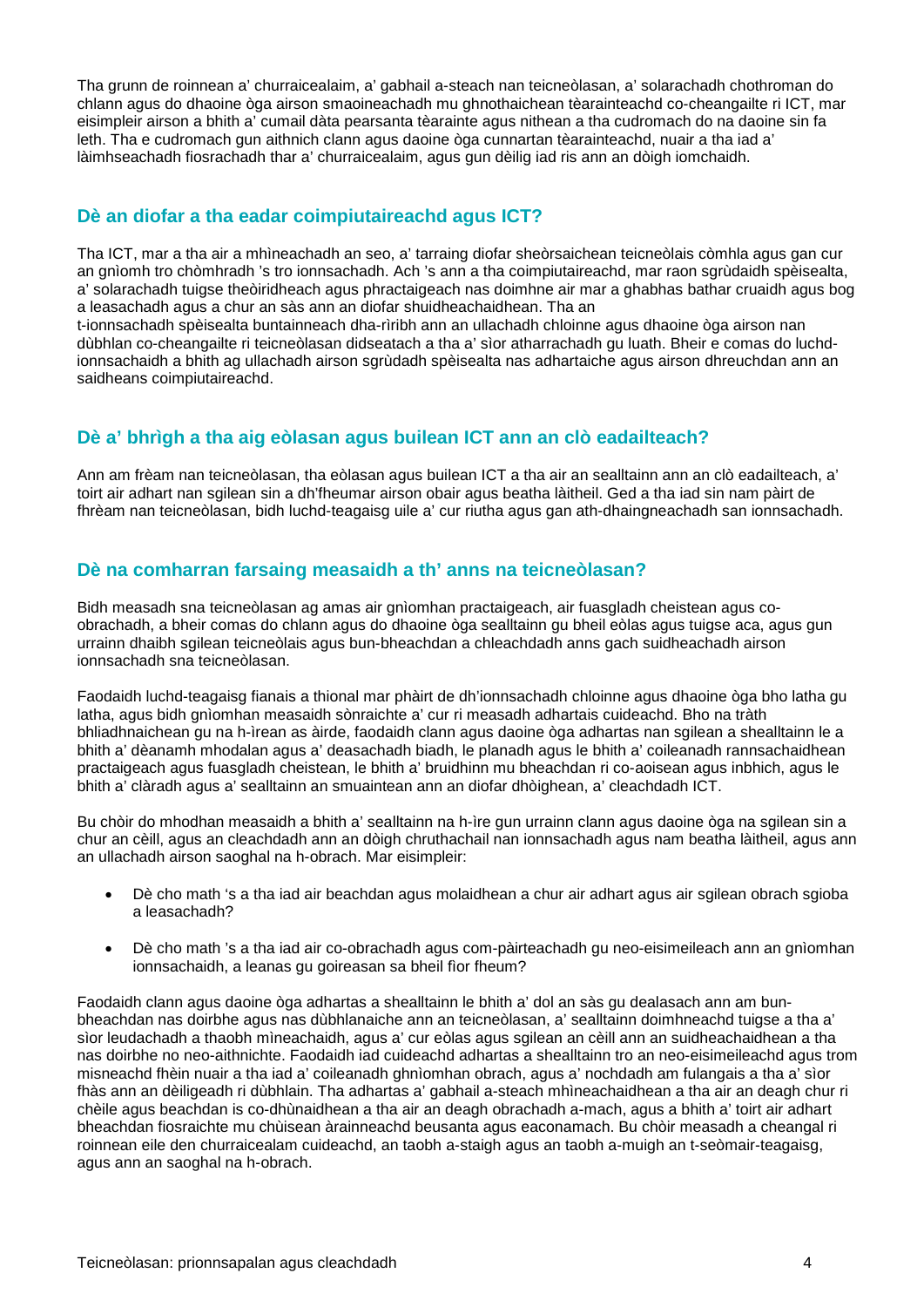Tha grunn de roinnean a' churraicealaim, a' gabhail a-steach nan teicneòlasan, a' solarachadh chothroman do chlann agus do dhaoine òga airson smaoineachadh mu ghnothaichean tèarainteachd co-cheangailte ri ICT, mar eisimpleir airson a bhith a' cumail dàta pearsanta tèarainte agus nithean a tha cudromach do na daoine sin fa leth. Tha e cudromach gun aithnich clann agus daoine òga cunnartan tèarainteachd, nuair a tha iad a' làimhseachadh fiosrachadh thar a' churraicealaim, agus gun dèilig iad ris ann an dòigh iomchaidh.

## Dè an diofar a tha eadar coimpiutaireachd agus ICT?

Tha ICT, mar a tha air a mhìneachadh an seo, a' tarraing diofar sheòrsaichean teicneòlais còmhla agus gan cur an gnìomh tro chòmhradh 's tro ionnsachadh. Ach 's ann a tha coimpiutaireachd, mar raon sgrùdaidh spèisealta, a' solarachadh tuigse theòiridheach agus phractaigeach nas doimhne air mar a ghabhas bathar cruaidh agus bog a leasachadh agus a chur an sàs ann an diofar shuidheachaidhean. Tha an t-ionnsachadh spèisealta buntainneach dha-rìribh ann an ullachadh chloinne agus dhaoine òga airson nan dùbhlan co-cheangailte ri teicneòlasan didseatach a tha a' sìor atharrachadh gu luath. Bheir e comas do luchd-ionnsachaidh a bhith ag ullachadh airson sgrùdadh spèisealta nas adhartaiche agus airson dhreuchdan ann an saidheans coimpiutaireachd.

## Dè a' bhrìgh a tha aig eòlasan agus builean ICT ann an clò eadailteach?

Ann am frèam nan teicneòlasan, tha eòlasan agus builean ICT a tha air an sealltainn ann an clò eadailteach, a' toirt air adhart nan sgilean sin a dh'fheumar airson obair agus beatha làitheil. Ged a tha iad sin nam pàirt de fhrèam nan teicneòlasan, bidh luchd-teagaisg uile a' cur riutha agus gan ath-dhaingneachadh san ionnsachadh.

## Dè na comharran farsaing measaidh a th' anns na teicneòlasan?

Bidh measadh sna teicneòlasan ag amas air gnìomhan practaigeach, air fuasgladh cheistean agus co-obrachadh, a bheir comas do chlann agus do dhaoine òga sealltainn gu bheil eòlas agus tuigse aca, agus gun urrainn dhaibh sgilean teicneòlais agus bun-bheachdan a chleachdadh anns gach suidheachadh airson ionnsachadh sna teicneòlasan.

Faodaidh luchd-teagaisg fianais a thional mar phàirt de dh'ionnsachadh chloinne agus dhaoine òga bho latha gu latha, agus bidh gnìomhan measaidh sònraichte a' cur ri measadh adhartais cuideachd. Bho na tràth bhliadhnaichean gu na h-ìrean as àirde, faodaidh clann agus daoine òga adhartas nan sgilean a shealltainn le a bhith a' dèanamh mhodalan agus a' deasachadh biadh, le planadh agus le bhith a' coileanadh rannsachaidhean practaigeach agus fuasgladh cheistean, le bhith a' bruidhinn mu bheachdan ri co-aoisean agus inbhich, agus le bhith a' clàradh agus a' sealltainn an smuaintean ann an diofar dhòighean, a' cleachdadh ICT.

Bu chòir do mhodhan measaidh a bhith a' sealltainn na h-ìre gun urrainn clann agus daoine òga na sgilean sin a chur an cèill, agus an cleachdadh ann an dòigh chruthachail nan ionnsachadh agus nam beatha làitheil, agus ann an ullachadh airson saoghal na h-obrach. Mar eisimpleir:

- Dè cho math 's a tha iad air beachdan agus molaidhean a chur air adhart agus air sgilean obrach sgioba a leasachadh?
- Dè cho math 's a tha iad air co-obrachadh agus com-pàirteachadh gu neo-eisimeileach ann an gnìomhan ionnsachaidh, a leanas gu goireasan sa bheil fìor fheum?

Faodaidh clann agus daoine òga adhartas a shealltainn le bhith a' dol an sàs gu dealasach ann am bun-bheachdan nas doirbhe agus nas dùbhlanaiche ann an teicneòlasan, a' sealltainn doimhneachd tuigse a tha a' sìor leudachadh a thaobh mìneachaidh, agus a' cur eòlas agus sgilean an cèill ann an suidheachaidhean a tha nas doirbhe no neo-aithnichte. Faodaidh iad cuideachd adhartas a shealltainn tro an neo-eisimeileachd agus trom misneachd fhèin nuair a tha iad a' coileanadh ghnìomhan obrach, agus a' nochdadh am fulangais a tha a' sìor fhàs ann an dèiligeadh ri dùbhlain. Tha adhartas a' gabhail a-steach mhìneachaidhean a tha air an deagh chur ri chèile agus beachdan is co-dhùnaidhean a tha air an deagh obrachadh a-mach, agus a bhith a' toirt air adhart bheachdan fiosraichte mu chùisean àrainneachd beusanta agus eaconamach. Bu chòir measadh a cheangal ri roinnean eile den churraicealam cuideachd, an taobh a-staigh agus an taobh a-muigh an t-seòmair-teagaisg, agus ann an saoghal na h-obrach.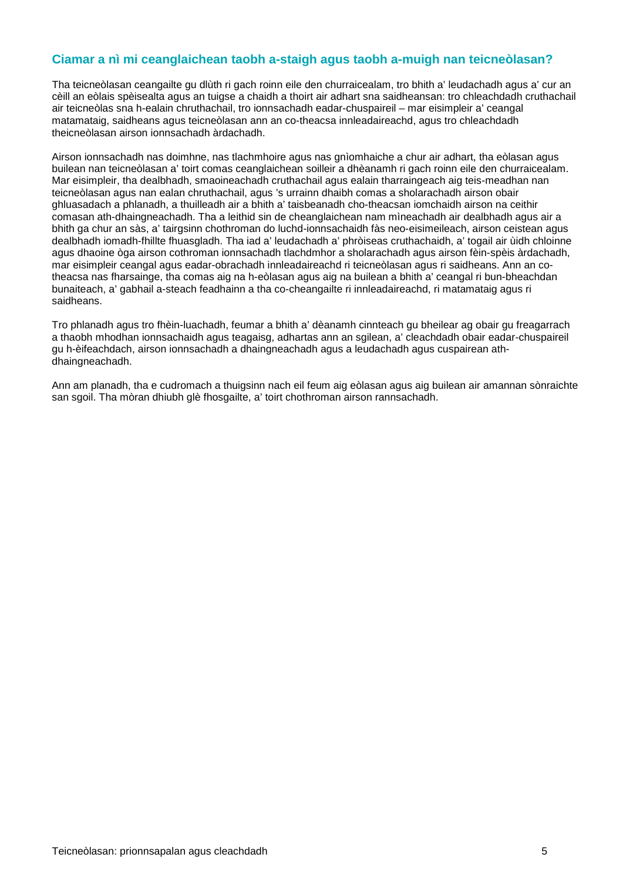## Ciamar a nì mi ceanglaichean taobh a-staigh agus taobh a-muigh nan teicneòlasan?

Tha teicneòlasan ceangailte gu dlùth ri gach roinn eile den churraicealam, tro bhith a' leudachadh agus a' cur an cèill an eòlais spèisealta agus an tuigse a chaidh a thoirt air adhart sna saidheansan: tro chleachdadh cruthachail air teicneòlas sna h-ealain chruthachail, tro ionnsachadh eadar-chuspaireil – mar eisimpleir a' ceangal matamataig, saidheans agus teicneòlasan ann an co-theacsa innleadaireachd, agus tro chleachdadh theicneòlasan airson ionnsachadh àrdachadh.

Airson ionnsachadh nas doimhne, nas tlachmhoire agus nas gnìomhaiche a chur air adhart, tha eòlasan agus builean nan teicneòlasan a' toirt comas ceanglaichean soilleir a dhèanamh ri gach roinn eile den churraicealam. Mar eisimpleir, tha dealbhadh, smaoineachadh cruthachail agus ealain tharraingeach aig teis-meadhan nan teicneòlasan agus nan ealan chruthachail, agus 's urrainn dhaibh comas a sholarachadh airson obair ghluasadach a phlanadh, a thuilleadh air a bhith a' taisbeanadh cho-theacsan iomchaidh airson na ceithir comasan ath-dhaingneachadh. Tha a leithid sin de cheanglaichean nam mìneachadh air dealbhadh agus air a bhith ga chur an sàs, a' tairgsinn chothroman do luchd-ionnsachaidh fàs neo-eisimeileach, airson ceistean agus dealbhadh iomadh-fhillte fhuasgladh. Tha iad a' leudachadh a' phròiseas cruthachaidh, a' togail air ùidh chloinne agus dhaoine òga airson cothroman ionnsachadh tlachdmhor a sholarachadh agus airson fèin-spèis àrdachadh, mar eisimpleir ceangal agus eadar-obrachadh innleadaireachd ri teicneòlasan agus ri saidheans. Ann an co-theacsa nas fharsainge, tha comas aig na h-eòlasan agus aig na builean a bhith a' ceangal ri bun-bheachdan bunaiteach, a' gabhail a-steach feadhainn a tha co-cheangailte ri innleadaireachd, ri matamataig agus ri saidheans.

Tro phlanadh agus tro fhèin-luachadh, feumar a bhith a' dèanamh cinnteach gu bheilear ag obair gu freagarrach a thaobh mhodhan ionnsachaidh agus teagaisg, adhartas ann an sgilean, a' cleachdadh obair eadar-chuspaireil gu h-èifeachdach, airson ionnsachadh a dhaingneachadh agus a leudachadh agus cuspairean ath-dhaingneachadh.

Ann am planadh, tha e cudromach a thuigsinn nach eil feum aig eòlasan agus aig builean air amannan sònraichte san sgoil. Tha mòran dhiubh glè fhosgailte, a' toirt chothroman airson rannsachadh.